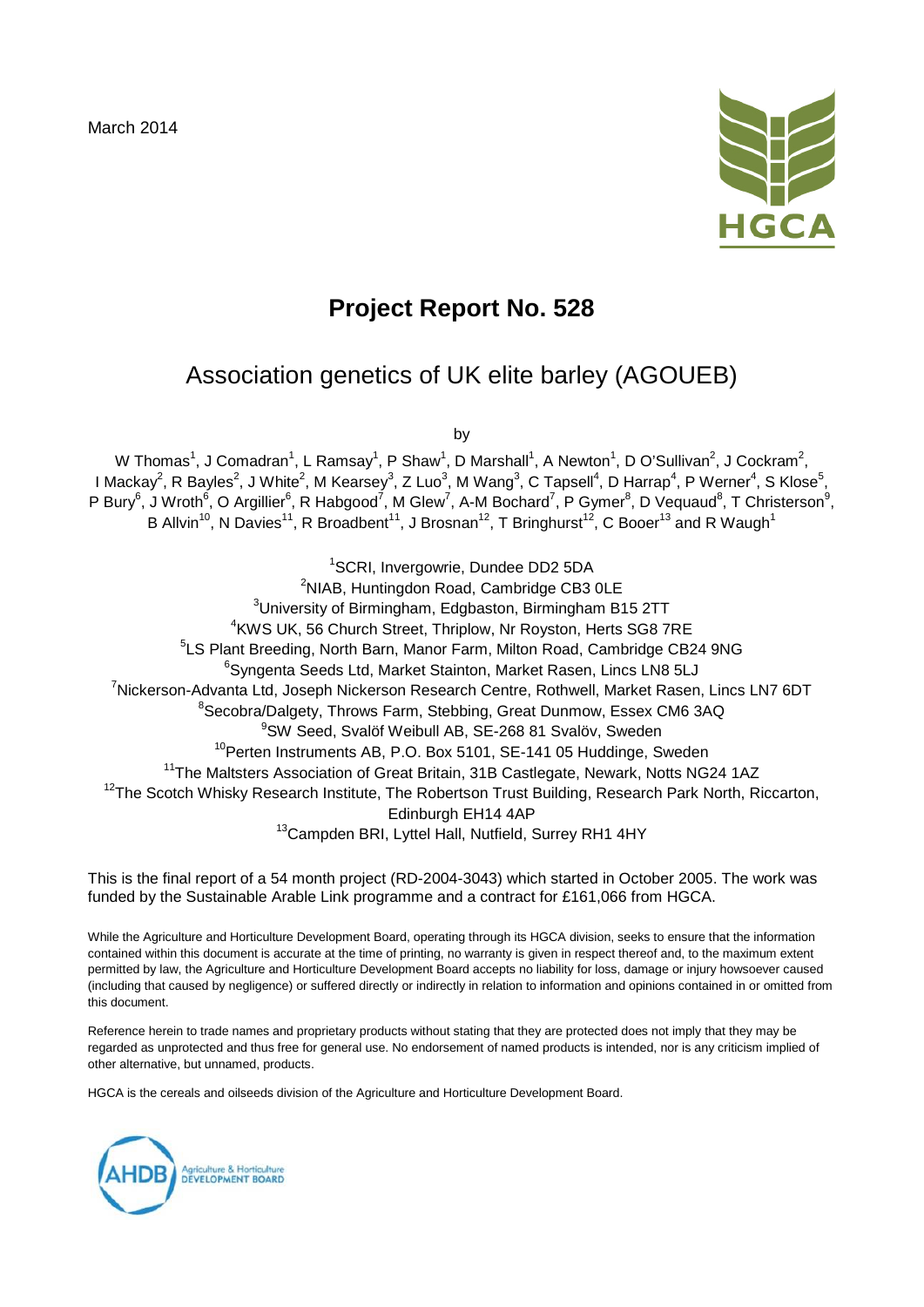March 2014

# Project Report No. 528

## Association genetics of UK elite barley (AGOUEB)

by

W Thomas[1], J Comadran[1], L Ramsay[1], P Shaw[1], D Marshall[1], A Newton[1], D O'Sullivan[2], J Cockram[2], I Mackay[2], R Bayles[2], J White[2], M Kearsey[3], Z Luo[3], M Wang[3], C Tapsell[4], D Harrap[4], P Werner[4], S Klose[5], P Bury[6], J Wroth[6], O Argillier[6], R Habgood[7], M Glew[7], A-M Bochard[7], P Gymer[8], D Vequaud[8], T Christerson[9], B Allvin[10], N Davies[11], R Broadbent[11], J Brosnan[12], T Bringhurst[12], C Booer[13] and R Waugh[1]

[1]SCRI, Invergowrie, Dundee DD2 5DA
[2]NIAB, Huntingdon Road, Cambridge CB3 0LE
[3]University of Birmingham, Edgbaston, Birmingham B15 2TT
[4]KWS UK, 56 Church Street, Thriplow, Nr Royston, Herts SG8 7RE
[5]LS Plant Breeding, North Barn, Manor Farm, Milton Road, Cambridge CB24 9NG
[6]Syngenta Seeds Ltd, Market Stainton, Market Rasen, Lincs LN8 5LJ
[7]Nickerson-Advanta Ltd, Joseph Nickerson Research Centre, Rothwell, Market Rasen, Lincs LN7 6DT
[8]Secobra/Dalgety, Throws Farm, Stebbing, Great Dunmow, Essex CM6 3AQ
[9]SW Seed, Svalöf Weibull AB, SE-268 81 Svalöv, Sweden
[10]Perten Instruments AB, P.O. Box 5101, SE-141 05 Huddinge, Sweden
[11]The Maltsters Association of Great Britain, 31B Castlegate, Newark, Notts NG24 1AZ
[12]The Scotch Whisky Research Institute, The Robertson Trust Building, Research Park North, Riccarton, Edinburgh EH14 4AP
[13]Campden BRI, Lyttel Hall, Nutfield, Surrey RH1 4HY

This is the final report of a 54 month project (RD-2004-3043) which started in October 2005. The work was funded by the Sustainable Arable Link programme and a contract for £161,066 from HGCA.

While the Agriculture and Horticulture Development Board, operating through its HGCA division, seeks to ensure that the information contained within this document is accurate at the time of printing, no warranty is given in respect thereof and, to the maximum extent permitted by law, the Agriculture and Horticulture Development Board accepts no liability for loss, damage or injury howsoever caused (including that caused by negligence) or suffered directly or indirectly in relation to information and opinions contained in or omitted from this document.

Reference herein to trade names and proprietary products without stating that they are protected does not imply that they may be regarded as unprotected and thus free for general use. No endorsement of named products is intended, nor is any criticism implied of other alternative, but unnamed, products.

HGCA is the cereals and oilseeds division of the Agriculture and Horticulture Development Board.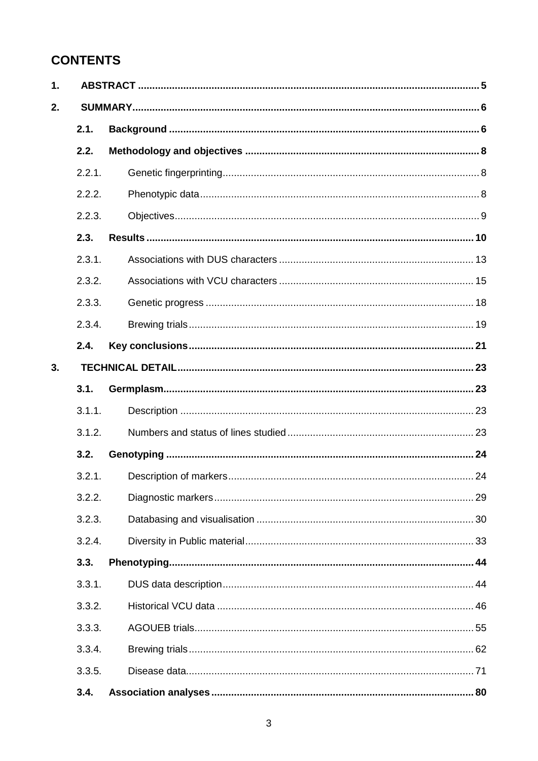## CONTENTS

| | | |
|---|---|---|
| **1.** | **ABSTRACT** | **5** |
| **2.** | **SUMMARY** | **6** |
| **2.1.** | **Background** | **6** |
| **2.2.** | **Methodology and objectives** | **8** |
| 2.2.1. | Genetic fingerprinting | 8 |
| 2.2.2. | Phenotypic data | 8 |
| 2.2.3. | Objectives | 9 |
| **2.3.** | **Results** | **10** |
| 2.3.1. | Associations with DUS characters | 13 |
| 2.3.2. | Associations with VCU characters | 15 |
| 2.3.3. | Genetic progress | 18 |
| 2.3.4. | Brewing trials | 19 |
| **2.4.** | **Key conclusions** | **21** |
| **3.** | **TECHNICAL DETAIL** | **23** |
| **3.1.** | **Germplasm** | **23** |
| 3.1.1. | Description | 23 |
| 3.1.2. | Numbers and status of lines studied | 23 |
| **3.2.** | **Genotyping** | **24** |
| 3.2.1. | Description of markers | 24 |
| 3.2.2. | Diagnostic markers | 29 |
| 3.2.3. | Databasing and visualisation | 30 |
| 3.2.4. | Diversity in Public material | 33 |
| **3.3.** | **Phenotyping** | **44** |
| 3.3.1. | DUS data description | 44 |
| 3.3.2. | Historical VCU data | 46 |
| 3.3.3. | AGOUEB trials | 55 |
| 3.3.4. | Brewing trials | 62 |
| 3.3.5. | Disease data | 71 |
| **3.4.** | **Association analyses** | **80** |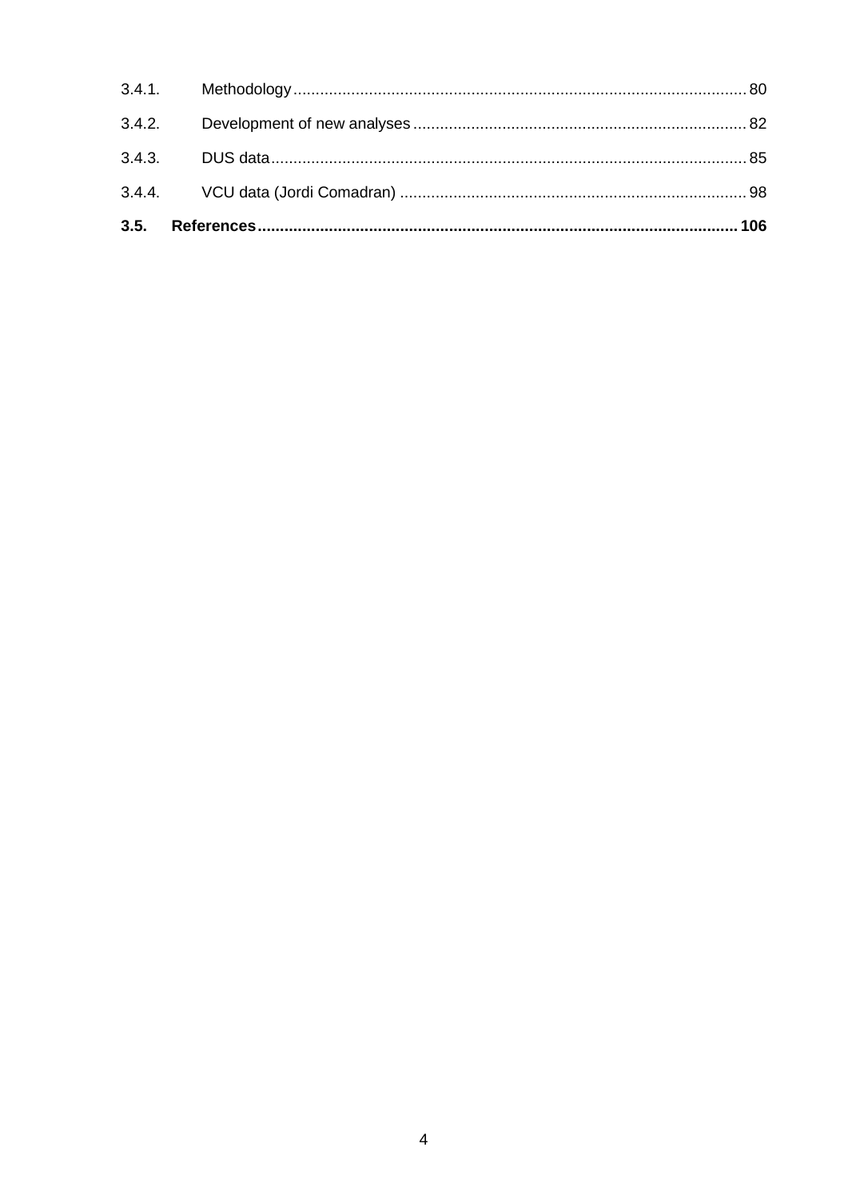3.4.1. Methodology ..... 80

3.4.2. Development of new analyses ..... 82

3.4.3. DUS data ..... 85

3.4.4. VCU data (Jordi Comadran) ..... 98

**3.5. References ..... 106**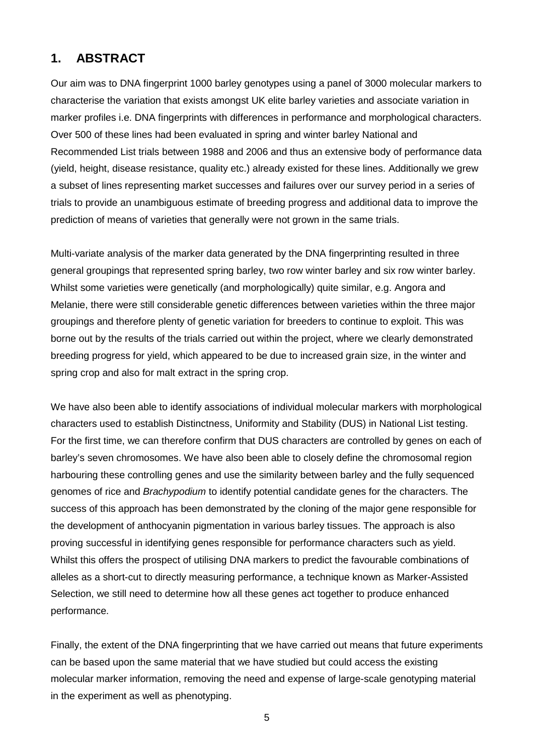## 1. ABSTRACT

Our aim was to DNA fingerprint 1000 barley genotypes using a panel of 3000 molecular markers to characterise the variation that exists amongst UK elite barley varieties and associate variation in marker profiles i.e. DNA fingerprints with differences in performance and morphological characters. Over 500 of these lines had been evaluated in spring and winter barley National and Recommended List trials between 1988 and 2006 and thus an extensive body of performance data (yield, height, disease resistance, quality etc.) already existed for these lines. Additionally we grew a subset of lines representing market successes and failures over our survey period in a series of trials to provide an unambiguous estimate of breeding progress and additional data to improve the prediction of means of varieties that generally were not grown in the same trials.

Multi-variate analysis of the marker data generated by the DNA fingerprinting resulted in three general groupings that represented spring barley, two row winter barley and six row winter barley. Whilst some varieties were genetically (and morphologically) quite similar, e.g. Angora and Melanie, there were still considerable genetic differences between varieties within the three major groupings and therefore plenty of genetic variation for breeders to continue to exploit. This was borne out by the results of the trials carried out within the project, where we clearly demonstrated breeding progress for yield, which appeared to be due to increased grain size, in the winter and spring crop and also for malt extract in the spring crop.

We have also been able to identify associations of individual molecular markers with morphological characters used to establish Distinctness, Uniformity and Stability (DUS) in National List testing. For the first time, we can therefore confirm that DUS characters are controlled by genes on each of barley's seven chromosomes. We have also been able to closely define the chromosomal region harbouring these controlling genes and use the similarity between barley and the fully sequenced genomes of rice and *Brachypodium* to identify potential candidate genes for the characters. The success of this approach has been demonstrated by the cloning of the major gene responsible for the development of anthocyanin pigmentation in various barley tissues. The approach is also proving successful in identifying genes responsible for performance characters such as yield. Whilst this offers the prospect of utilising DNA markers to predict the favourable combinations of alleles as a short-cut to directly measuring performance, a technique known as Marker-Assisted Selection, we still need to determine how all these genes act together to produce enhanced performance.

Finally, the extent of the DNA fingerprinting that we have carried out means that future experiments can be based upon the same material that we have studied but could access the existing molecular marker information, removing the need and expense of large-scale genotyping material in the experiment as well as phenotyping.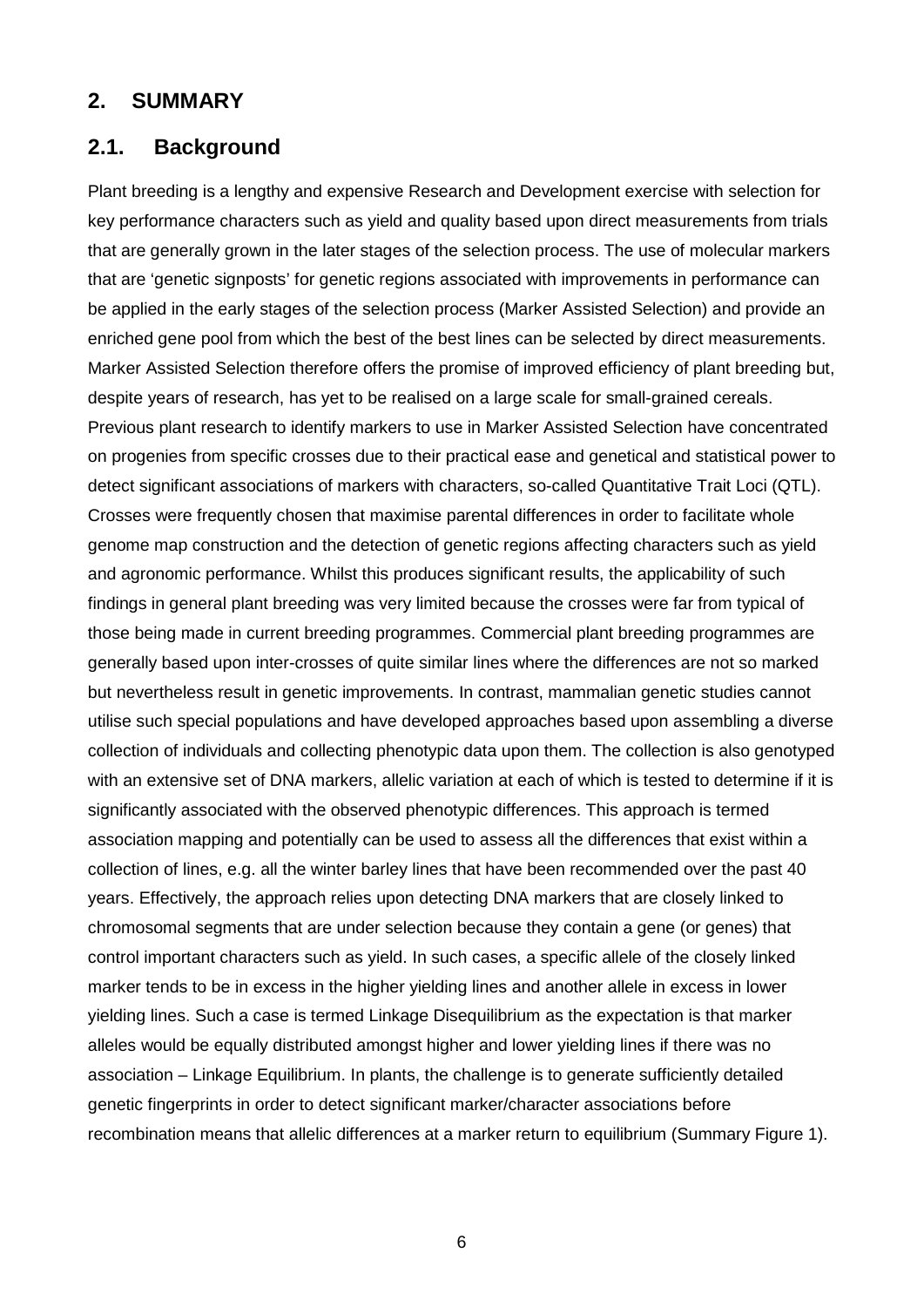## 2. SUMMARY

### 2.1. Background

Plant breeding is a lengthy and expensive Research and Development exercise with selection for key performance characters such as yield and quality based upon direct measurements from trials that are generally grown in the later stages of the selection process. The use of molecular markers that are 'genetic signposts' for genetic regions associated with improvements in performance can be applied in the early stages of the selection process (Marker Assisted Selection) and provide an enriched gene pool from which the best of the best lines can be selected by direct measurements. Marker Assisted Selection therefore offers the promise of improved efficiency of plant breeding but, despite years of research, has yet to be realised on a large scale for small-grained cereals. Previous plant research to identify markers to use in Marker Assisted Selection have concentrated on progenies from specific crosses due to their practical ease and genetical and statistical power to detect significant associations of markers with characters, so-called Quantitative Trait Loci (QTL). Crosses were frequently chosen that maximise parental differences in order to facilitate whole genome map construction and the detection of genetic regions affecting characters such as yield and agronomic performance. Whilst this produces significant results, the applicability of such findings in general plant breeding was very limited because the crosses were far from typical of those being made in current breeding programmes. Commercial plant breeding programmes are generally based upon inter-crosses of quite similar lines where the differences are not so marked but nevertheless result in genetic improvements. In contrast, mammalian genetic studies cannot utilise such special populations and have developed approaches based upon assembling a diverse collection of individuals and collecting phenotypic data upon them. The collection is also genotyped with an extensive set of DNA markers, allelic variation at each of which is tested to determine if it is significantly associated with the observed phenotypic differences. This approach is termed association mapping and potentially can be used to assess all the differences that exist within a collection of lines, e.g. all the winter barley lines that have been recommended over the past 40 years. Effectively, the approach relies upon detecting DNA markers that are closely linked to chromosomal segments that are under selection because they contain a gene (or genes) that control important characters such as yield. In such cases, a specific allele of the closely linked marker tends to be in excess in the higher yielding lines and another allele in excess in lower yielding lines. Such a case is termed Linkage Disequilibrium as the expectation is that marker alleles would be equally distributed amongst higher and lower yielding lines if there was no association – Linkage Equilibrium. In plants, the challenge is to generate sufficiently detailed genetic fingerprints in order to detect significant marker/character associations before recombination means that allelic differences at a marker return to equilibrium (Summary Figure 1).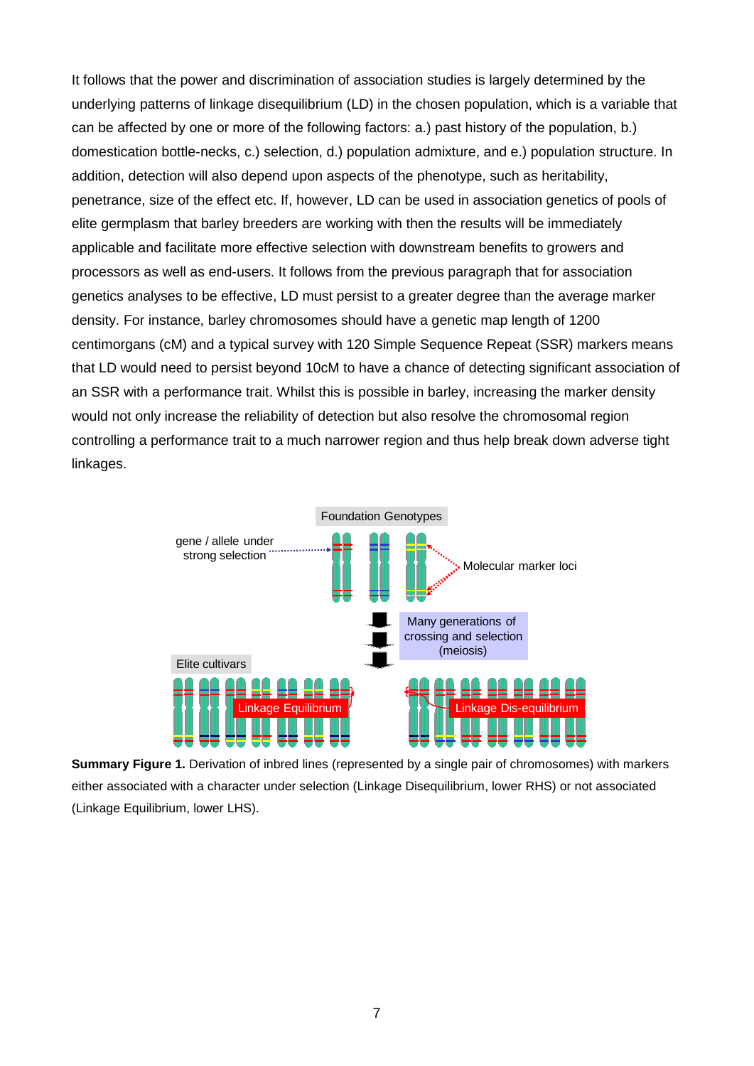It follows that the power and discrimination of association studies is largely determined by the underlying patterns of linkage disequilibrium (LD) in the chosen population, which is a variable that can be affected by one or more of the following factors: a.) past history of the population, b.) domestication bottle-necks, c.) selection, d.) population admixture, and e.) population structure. In addition, detection will also depend upon aspects of the phenotype, such as heritability, penetrance, size of the effect etc. If, however, LD can be used in association genetics of pools of elite germplasm that barley breeders are working with then the results will be immediately applicable and facilitate more effective selection with downstream benefits to growers and processors as well as end-users. It follows from the previous paragraph that for association genetics analyses to be effective, LD must persist to a greater degree than the average marker density. For instance, barley chromosomes should have a genetic map length of 1200 centimorgans (cM) and a typical survey with 120 Simple Sequence Repeat (SSR) markers means that LD would need to persist beyond 10cM to have a chance of detecting significant association of an SSR with a performance trait. Whilst this is possible in barley, increasing the marker density would not only increase the reliability of detection but also resolve the chromosomal region controlling a performance trait to a much narrower region and thus help break down adverse tight linkages.

**Summary Figure 1.** Derivation of inbred lines (represented by a single pair of chromosomes) with markers either associated with a character under selection (Linkage Disequilibrium, lower RHS) or not associated (Linkage Equilibrium, lower LHS).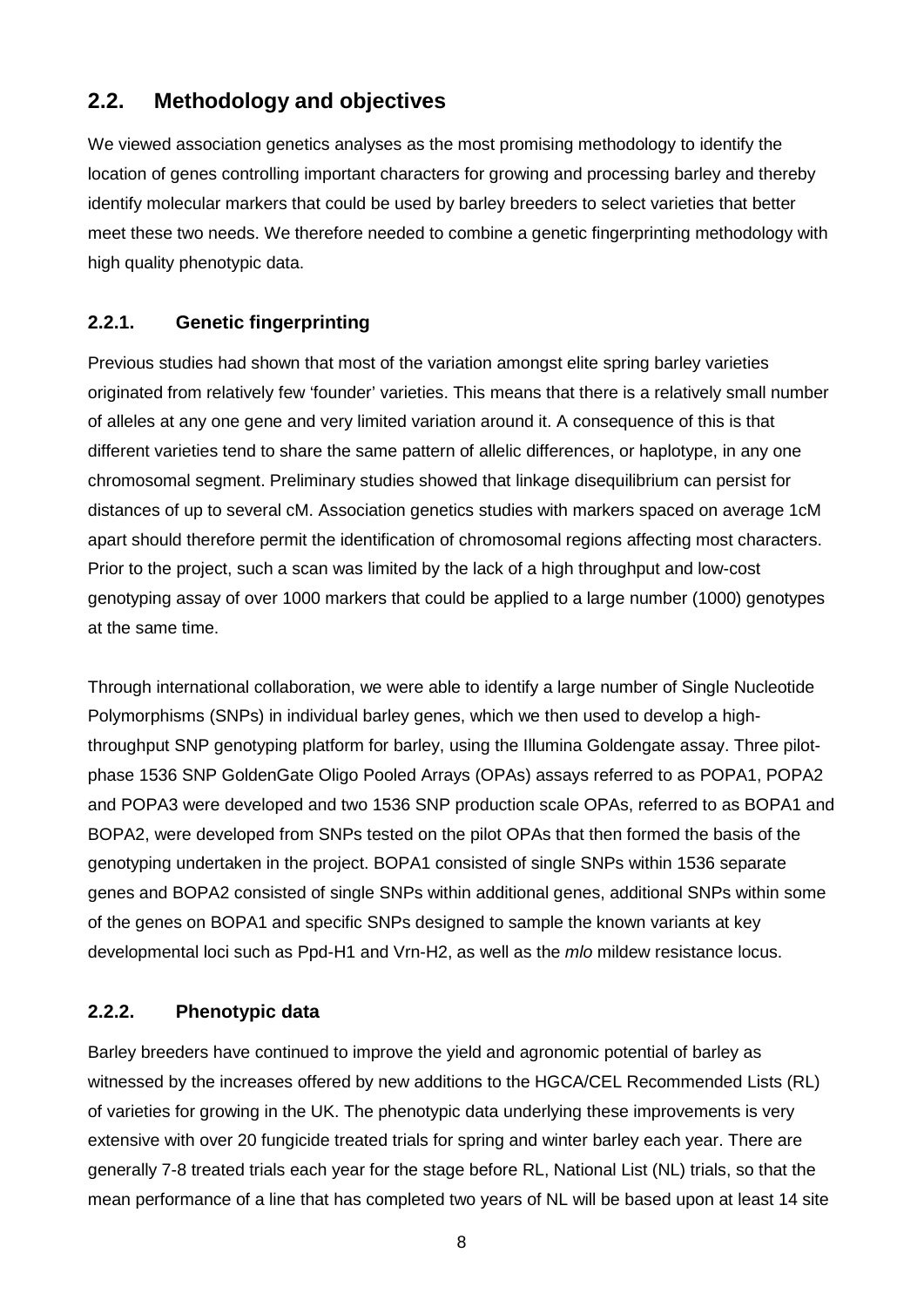## 2.2. Methodology and objectives

We viewed association genetics analyses as the most promising methodology to identify the location of genes controlling important characters for growing and processing barley and thereby identify molecular markers that could be used by barley breeders to select varieties that better meet these two needs. We therefore needed to combine a genetic fingerprinting methodology with high quality phenotypic data.

### 2.2.1. Genetic fingerprinting

Previous studies had shown that most of the variation amongst elite spring barley varieties originated from relatively few 'founder' varieties. This means that there is a relatively small number of alleles at any one gene and very limited variation around it. A consequence of this is that different varieties tend to share the same pattern of allelic differences, or haplotype, in any one chromosomal segment. Preliminary studies showed that linkage disequilibrium can persist for distances of up to several cM. Association genetics studies with markers spaced on average 1cM apart should therefore permit the identification of chromosomal regions affecting most characters. Prior to the project, such a scan was limited by the lack of a high throughput and low-cost genotyping assay of over 1000 markers that could be applied to a large number (1000) genotypes at the same time.

Through international collaboration, we were able to identify a large number of Single Nucleotide Polymorphisms (SNPs) in individual barley genes, which we then used to develop a high-throughput SNP genotyping platform for barley, using the Illumina Goldengate assay. Three pilot-phase 1536 SNP GoldenGate Oligo Pooled Arrays (OPAs) assays referred to as POPA1, POPA2 and POPA3 were developed and two 1536 SNP production scale OPAs, referred to as BOPA1 and BOPA2, were developed from SNPs tested on the pilot OPAs that then formed the basis of the genotyping undertaken in the project. BOPA1 consisted of single SNPs within 1536 separate genes and BOPA2 consisted of single SNPs within additional genes, additional SNPs within some of the genes on BOPA1 and specific SNPs designed to sample the known variants at key developmental loci such as Ppd-H1 and Vrn-H2, as well as the *mlo* mildew resistance locus.

### 2.2.2. Phenotypic data

Barley breeders have continued to improve the yield and agronomic potential of barley as witnessed by the increases offered by new additions to the HGCA/CEL Recommended Lists (RL) of varieties for growing in the UK. The phenotypic data underlying these improvements is very extensive with over 20 fungicide treated trials for spring and winter barley each year. There are generally 7-8 treated trials each year for the stage before RL, National List (NL) trials, so that the mean performance of a line that has completed two years of NL will be based upon at least 14 site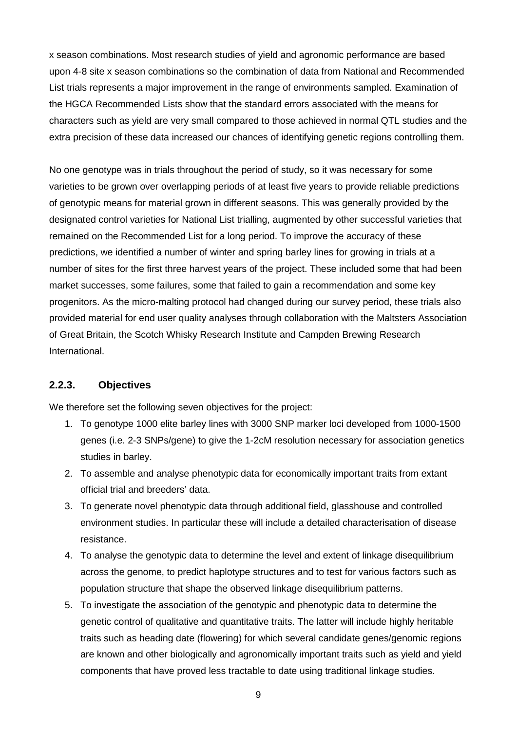x season combinations. Most research studies of yield and agronomic performance are based upon 4-8 site x season combinations so the combination of data from National and Recommended List trials represents a major improvement in the range of environments sampled. Examination of the HGCA Recommended Lists show that the standard errors associated with the means for characters such as yield are very small compared to those achieved in normal QTL studies and the extra precision of these data increased our chances of identifying genetic regions controlling them.

No one genotype was in trials throughout the period of study, so it was necessary for some varieties to be grown over overlapping periods of at least five years to provide reliable predictions of genotypic means for material grown in different seasons. This was generally provided by the designated control varieties for National List trialling, augmented by other successful varieties that remained on the Recommended List for a long period. To improve the accuracy of these predictions, we identified a number of winter and spring barley lines for growing in trials at a number of sites for the first three harvest years of the project. These included some that had been market successes, some failures, some that failed to gain a recommendation and some key progenitors. As the micro-malting protocol had changed during our survey period, these trials also provided material for end user quality analyses through collaboration with the Maltsters Association of Great Britain, the Scotch Whisky Research Institute and Campden Brewing Research International.

### 2.2.3. Objectives

We therefore set the following seven objectives for the project:

1. To genotype 1000 elite barley lines with 3000 SNP marker loci developed from 1000-1500 genes (i.e. 2-3 SNPs/gene) to give the 1-2cM resolution necessary for association genetics studies in barley.
2. To assemble and analyse phenotypic data for economically important traits from extant official trial and breeders' data.
3. To generate novel phenotypic data through additional field, glasshouse and controlled environment studies. In particular these will include a detailed characterisation of disease resistance.
4. To analyse the genotypic data to determine the level and extent of linkage disequilibrium across the genome, to predict haplotype structures and to test for various factors such as population structure that shape the observed linkage disequilibrium patterns.
5. To investigate the association of the genotypic and phenotypic data to determine the genetic control of qualitative and quantitative traits. The latter will include highly heritable traits such as heading date (flowering) for which several candidate genes/genomic regions are known and other biologically and agronomically important traits such as yield and yield components that have proved less tractable to date using traditional linkage studies.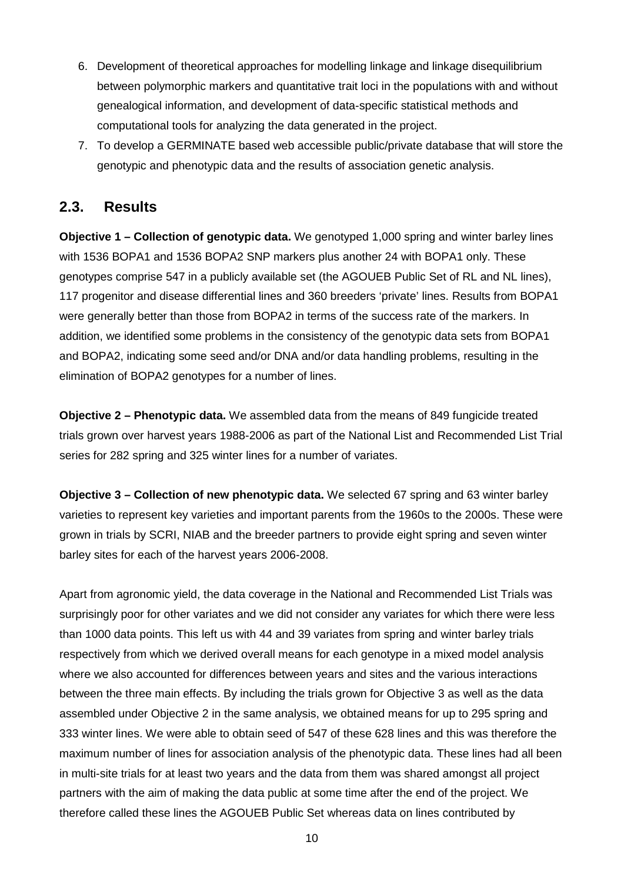6. Development of theoretical approaches for modelling linkage and linkage disequilibrium between polymorphic markers and quantitative trait loci in the populations with and without genealogical information, and development of data-specific statistical methods and computational tools for analyzing the data generated in the project.
7. To develop a GERMINATE based web accessible public/private database that will store the genotypic and phenotypic data and the results of association genetic analysis.

## 2.3. Results

**Objective 1 – Collection of genotypic data.** We genotyped 1,000 spring and winter barley lines with 1536 BOPA1 and 1536 BOPA2 SNP markers plus another 24 with BOPA1 only. These genotypes comprise 547 in a publicly available set (the AGOUEB Public Set of RL and NL lines), 117 progenitor and disease differential lines and 360 breeders 'private' lines. Results from BOPA1 were generally better than those from BOPA2 in terms of the success rate of the markers. In addition, we identified some problems in the consistency of the genotypic data sets from BOPA1 and BOPA2, indicating some seed and/or DNA and/or data handling problems, resulting in the elimination of BOPA2 genotypes for a number of lines.

**Objective 2 – Phenotypic data.** We assembled data from the means of 849 fungicide treated trials grown over harvest years 1988-2006 as part of the National List and Recommended List Trial series for 282 spring and 325 winter lines for a number of variates.

**Objective 3 – Collection of new phenotypic data.** We selected 67 spring and 63 winter barley varieties to represent key varieties and important parents from the 1960s to the 2000s. These were grown in trials by SCRI, NIAB and the breeder partners to provide eight spring and seven winter barley sites for each of the harvest years 2006-2008.

Apart from agronomic yield, the data coverage in the National and Recommended List Trials was surprisingly poor for other variates and we did not consider any variates for which there were less than 1000 data points. This left us with 44 and 39 variates from spring and winter barley trials respectively from which we derived overall means for each genotype in a mixed model analysis where we also accounted for differences between years and sites and the various interactions between the three main effects. By including the trials grown for Objective 3 as well as the data assembled under Objective 2 in the same analysis, we obtained means for up to 295 spring and 333 winter lines. We were able to obtain seed of 547 of these 628 lines and this was therefore the maximum number of lines for association analysis of the phenotypic data. These lines had all been in multi-site trials for at least two years and the data from them was shared amongst all project partners with the aim of making the data public at some time after the end of the project. We therefore called these lines the AGOUEB Public Set whereas data on lines contributed by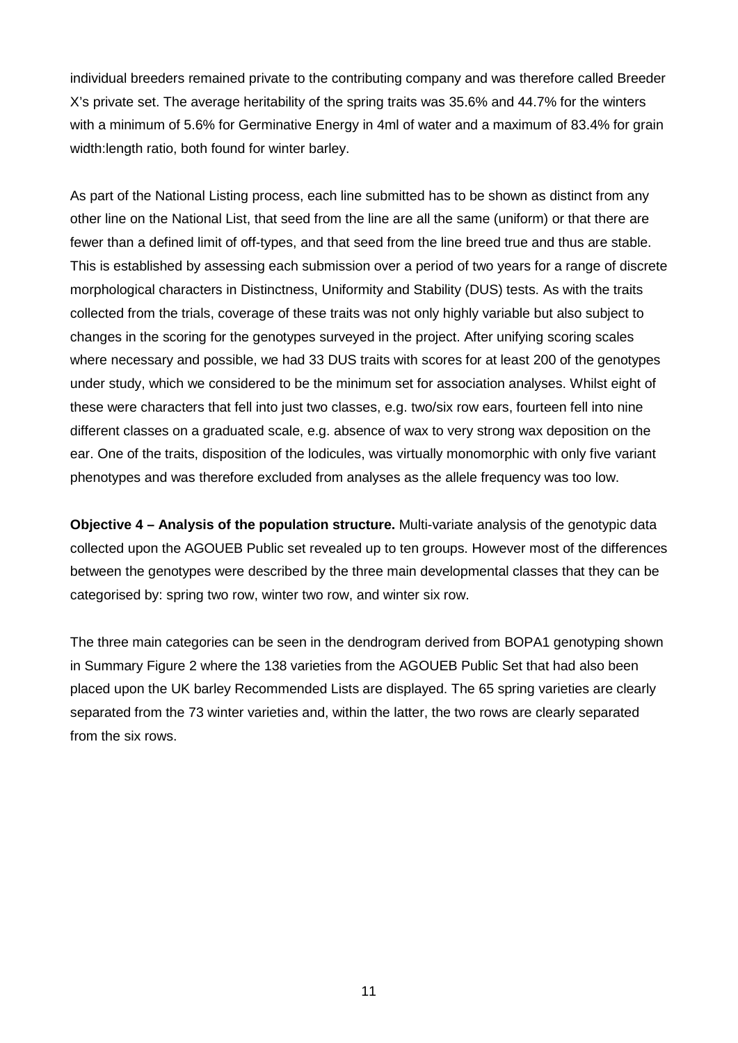individual breeders remained private to the contributing company and was therefore called Breeder X's private set. The average heritability of the spring traits was 35.6% and 44.7% for the winters with a minimum of 5.6% for Germinative Energy in 4ml of water and a maximum of 83.4% for grain width:length ratio, both found for winter barley.

As part of the National Listing process, each line submitted has to be shown as distinct from any other line on the National List, that seed from the line are all the same (uniform) or that there are fewer than a defined limit of off-types, and that seed from the line breed true and thus are stable. This is established by assessing each submission over a period of two years for a range of discrete morphological characters in Distinctness, Uniformity and Stability (DUS) tests. As with the traits collected from the trials, coverage of these traits was not only highly variable but also subject to changes in the scoring for the genotypes surveyed in the project. After unifying scoring scales where necessary and possible, we had 33 DUS traits with scores for at least 200 of the genotypes under study, which we considered to be the minimum set for association analyses. Whilst eight of these were characters that fell into just two classes, e.g. two/six row ears, fourteen fell into nine different classes on a graduated scale, e.g. absence of wax to very strong wax deposition on the ear. One of the traits, disposition of the lodicules, was virtually monomorphic with only five variant phenotypes and was therefore excluded from analyses as the allele frequency was too low.

**Objective 4 – Analysis of the population structure.** Multi-variate analysis of the genotypic data collected upon the AGOUEB Public set revealed up to ten groups. However most of the differences between the genotypes were described by the three main developmental classes that they can be categorised by: spring two row, winter two row, and winter six row.

The three main categories can be seen in the dendrogram derived from BOPA1 genotyping shown in Summary Figure 2 where the 138 varieties from the AGOUEB Public Set that had also been placed upon the UK barley Recommended Lists are displayed. The 65 spring varieties are clearly separated from the 73 winter varieties and, within the latter, the two rows are clearly separated from the six rows.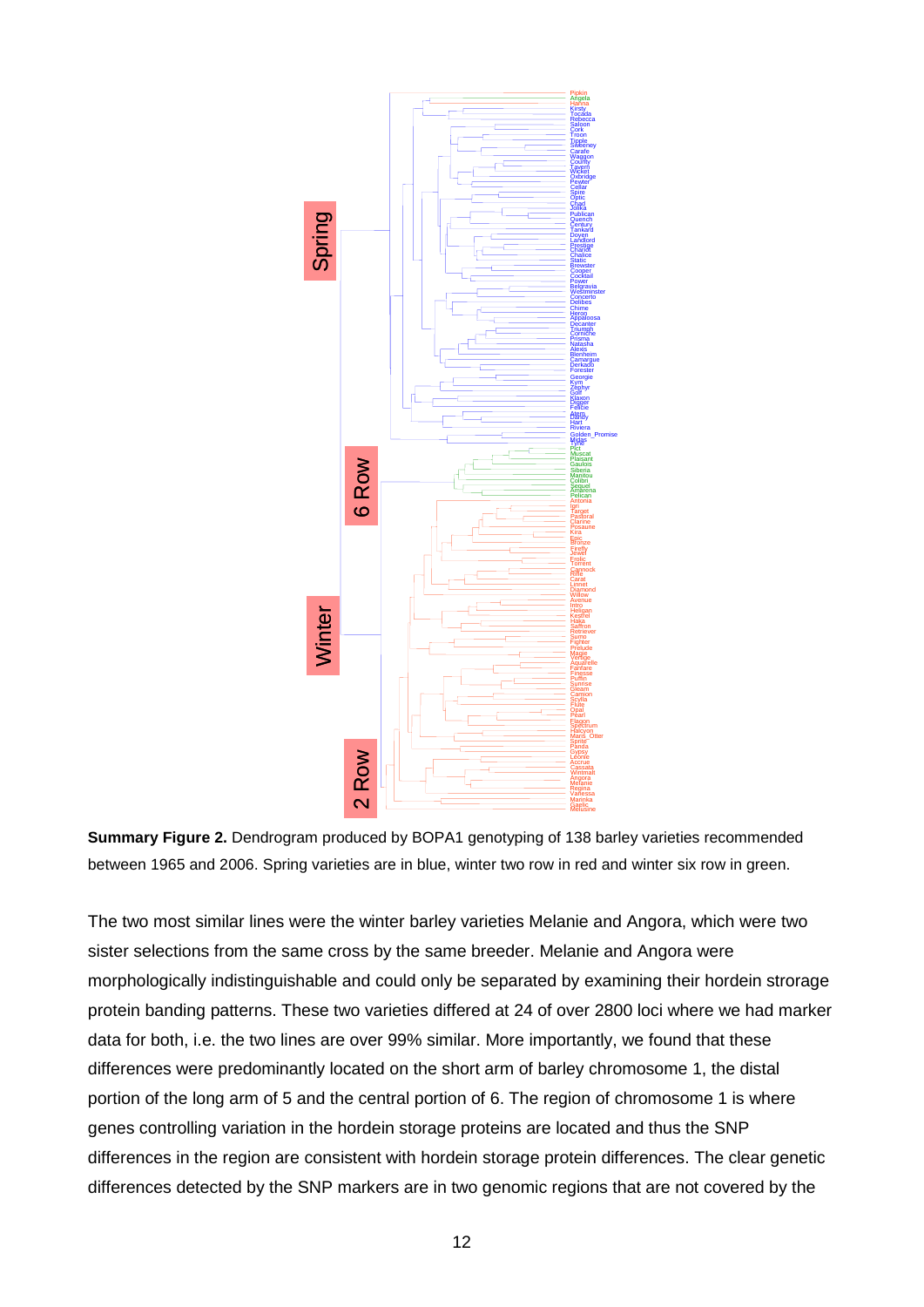**Summary Figure 2.** Dendrogram produced by BOPA1 genotyping of 138 barley varieties recommended between 1965 and 2006. Spring varieties are in blue, winter two row in red and winter six row in green.

The two most similar lines were the winter barley varieties Melanie and Angora, which were two sister selections from the same cross by the same breeder. Melanie and Angora were morphologically indistinguishable and could only be separated by examining their hordein storage protein banding patterns. These two varieties differed at 24 of over 2800 loci where we had marker data for both, i.e. the two lines are over 99% similar. More importantly, we found that these differences were predominantly located on the short arm of barley chromosome 1, the distal portion of the long arm of 5 and the central portion of 6. The region of chromosome 1 is where genes controlling variation in the hordein storage proteins are located and thus the SNP differences in the region are consistent with hordein storage protein differences. The clear genetic differences detected by the SNP markers are in two genomic regions that are not covered by the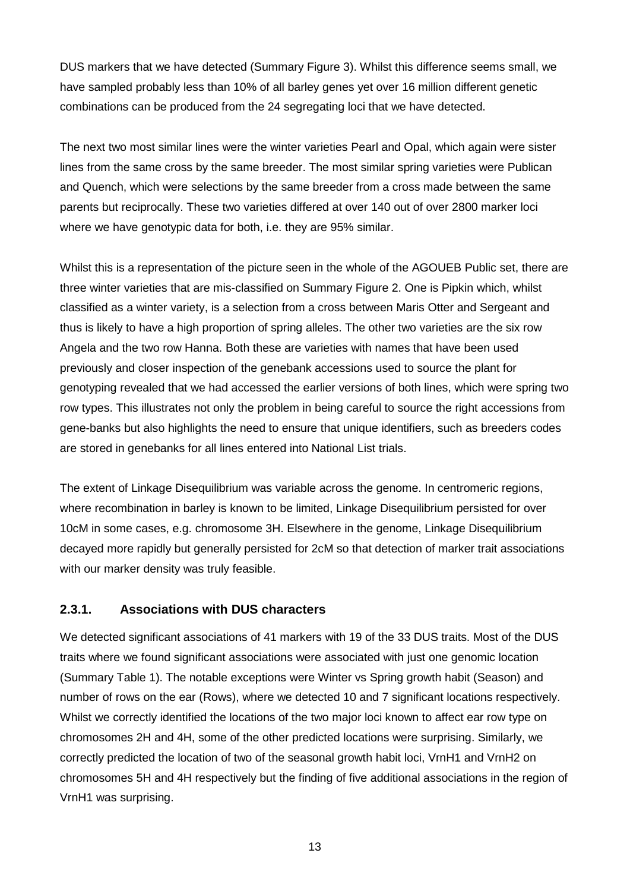DUS markers that we have detected (Summary Figure 3). Whilst this difference seems small, we have sampled probably less than 10% of all barley genes yet over 16 million different genetic combinations can be produced from the 24 segregating loci that we have detected.

The next two most similar lines were the winter varieties Pearl and Opal, which again were sister lines from the same cross by the same breeder. The most similar spring varieties were Publican and Quench, which were selections by the same breeder from a cross made between the same parents but reciprocally. These two varieties differed at over 140 out of over 2800 marker loci where we have genotypic data for both, i.e. they are 95% similar.

Whilst this is a representation of the picture seen in the whole of the AGOUEB Public set, there are three winter varieties that are mis-classified on Summary Figure 2. One is Pipkin which, whilst classified as a winter variety, is a selection from a cross between Maris Otter and Sergeant and thus is likely to have a high proportion of spring alleles. The other two varieties are the six row Angela and the two row Hanna. Both these are varieties with names that have been used previously and closer inspection of the genebank accessions used to source the plant for genotyping revealed that we had accessed the earlier versions of both lines, which were spring two row types. This illustrates not only the problem in being careful to source the right accessions from gene-banks but also highlights the need to ensure that unique identifiers, such as breeders codes are stored in genebanks for all lines entered into National List trials.

The extent of Linkage Disequilibrium was variable across the genome. In centromeric regions, where recombination in barley is known to be limited, Linkage Disequilibrium persisted for over 10cM in some cases, e.g. chromosome 3H. Elsewhere in the genome, Linkage Disequilibrium decayed more rapidly but generally persisted for 2cM so that detection of marker trait associations with our marker density was truly feasible.

### 2.3.1. Associations with DUS characters

We detected significant associations of 41 markers with 19 of the 33 DUS traits. Most of the DUS traits where we found significant associations were associated with just one genomic location (Summary Table 1). The notable exceptions were Winter vs Spring growth habit (Season) and number of rows on the ear (Rows), where we detected 10 and 7 significant locations respectively. Whilst we correctly identified the locations of the two major loci known to affect ear row type on chromosomes 2H and 4H, some of the other predicted locations were surprising. Similarly, we correctly predicted the location of two of the seasonal growth habit loci, VrnH1 and VrnH2 on chromosomes 5H and 4H respectively but the finding of five additional associations in the region of VrnH1 was surprising.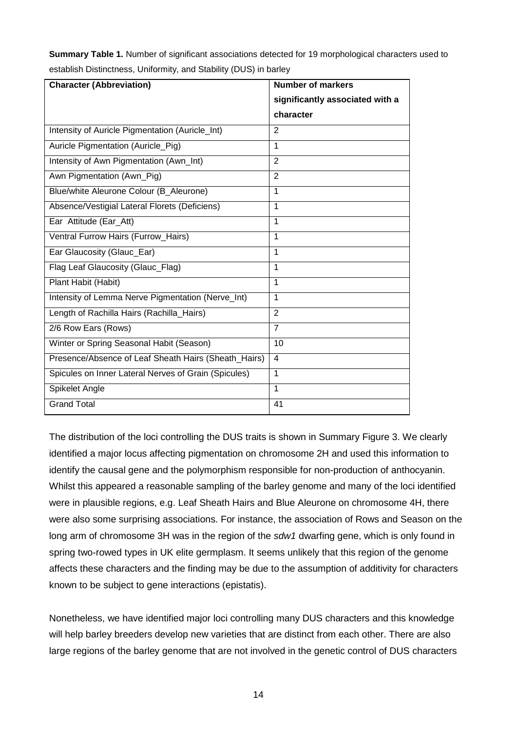**Summary Table 1.** Number of significant associations detected for 19 morphological characters used to establish Distinctness, Uniformity, and Stability (DUS) in barley

| Character (Abbreviation) | Number of markers significantly associated with a character |
|---|---|
| Intensity of Auricle Pigmentation (Auricle_Int) | 2 |
| Auricle Pigmentation (Auricle_Pig) | 1 |
| Intensity of Awn Pigmentation (Awn_Int) | 2 |
| Awn Pigmentation (Awn_Pig) | 2 |
| Blue/white Aleurone Colour (B_Aleurone) | 1 |
| Absence/Vestigial Lateral Florets (Deficiens) | 1 |
| Ear Attitude (Ear_Att) | 1 |
| Ventral Furrow Hairs (Furrow_Hairs) | 1 |
| Ear Glaucosity (Glauc_Ear) | 1 |
| Flag Leaf Glaucosity (Glauc_Flag) | 1 |
| Plant Habit (Habit) | 1 |
| Intensity of Lemma Nerve Pigmentation (Nerve_Int) | 1 |
| Length of Rachilla Hairs (Rachilla_Hairs) | 2 |
| 2/6 Row Ears (Rows) | 7 |
| Winter or Spring Seasonal Habit (Season) | 10 |
| Presence/Absence of Leaf Sheath Hairs (Sheath_Hairs) | 4 |
| Spicules on Inner Lateral Nerves of Grain (Spicules) | 1 |
| Spikelet Angle | 1 |
| Grand Total | 41 |

The distribution of the loci controlling the DUS traits is shown in Summary Figure 3. We clearly identified a major locus affecting pigmentation on chromosome 2H and used this information to identify the causal gene and the polymorphism responsible for non-production of anthocyanin. Whilst this appeared a reasonable sampling of the barley genome and many of the loci identified were in plausible regions, e.g. Leaf Sheath Hairs and Blue Aleurone on chromosome 4H, there were also some surprising associations. For instance, the association of Rows and Season on the long arm of chromosome 3H was in the region of the *sdw1* dwarfing gene, which is only found in spring two-rowed types in UK elite germplasm. It seems unlikely that this region of the genome affects these characters and the finding may be due to the assumption of additivity for characters known to be subject to gene interactions (epistatis).

Nonetheless, we have identified major loci controlling many DUS characters and this knowledge will help barley breeders develop new varieties that are distinct from each other. There are also large regions of the barley genome that are not involved in the genetic control of DUS characters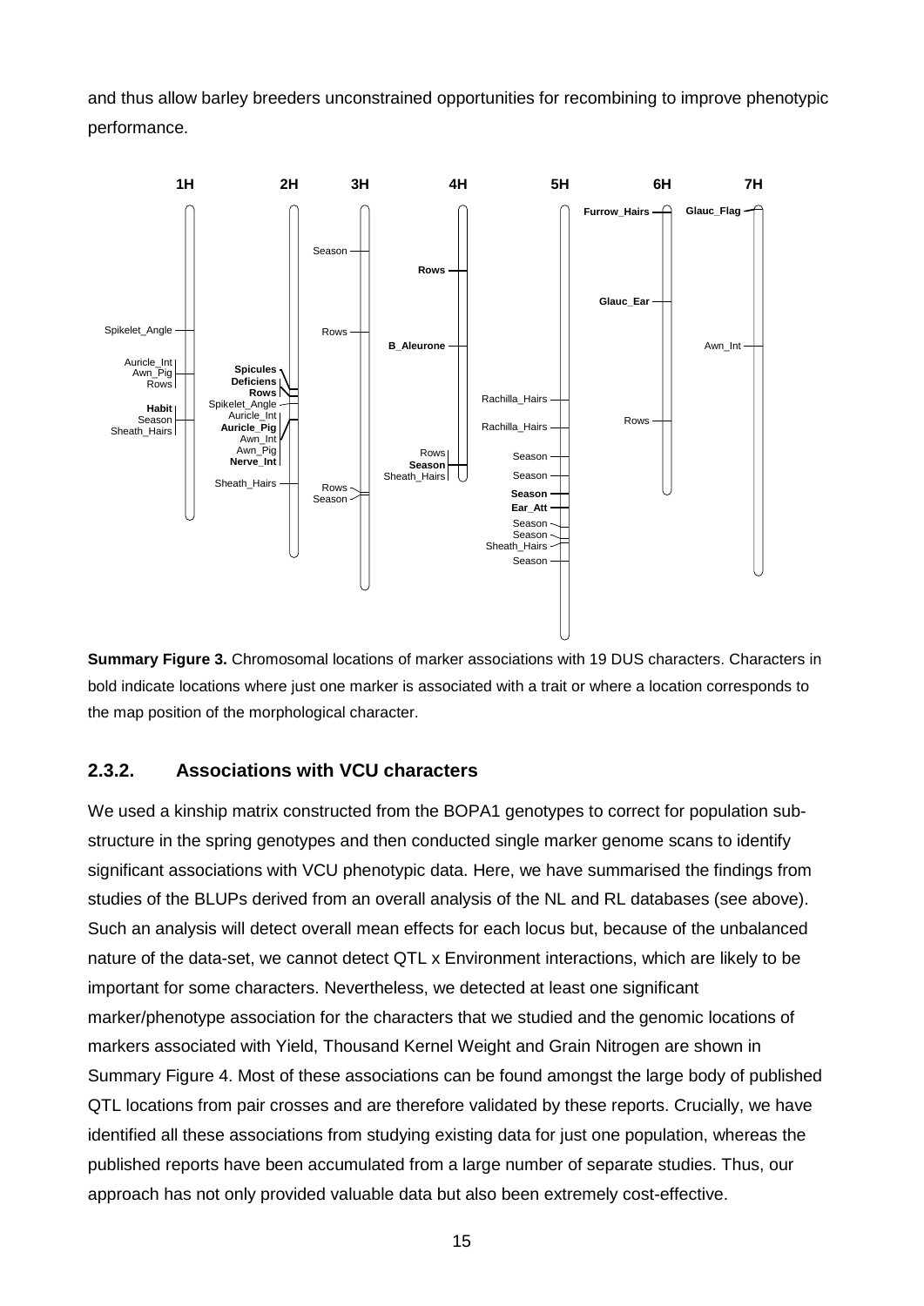and thus allow barley breeders unconstrained opportunities for recombining to improve phenotypic performance.

**Summary Figure 3.** Chromosomal locations of marker associations with 19 DUS characters. Characters in bold indicate locations where just one marker is associated with a trait or where a location corresponds to the map position of the morphological character.

### 2.3.2. Associations with VCU characters

We used a kinship matrix constructed from the BOPA1 genotypes to correct for population sub-structure in the spring genotypes and then conducted single marker genome scans to identify significant associations with VCU phenotypic data. Here, we have summarised the findings from studies of the BLUPs derived from an overall analysis of the NL and RL databases (see above). Such an analysis will detect overall mean effects for each locus but, because of the unbalanced nature of the data-set, we cannot detect QTL x Environment interactions, which are likely to be important for some characters. Nevertheless, we detected at least one significant marker/phenotype association for the characters that we studied and the genomic locations of markers associated with Yield, Thousand Kernel Weight and Grain Nitrogen are shown in Summary Figure 4. Most of these associations can be found amongst the large body of published QTL locations from pair crosses and are therefore validated by these reports. Crucially, we have identified all these associations from studying existing data for just one population, whereas the published reports have been accumulated from a large number of separate studies. Thus, our approach has not only provided valuable data but also been extremely cost-effective.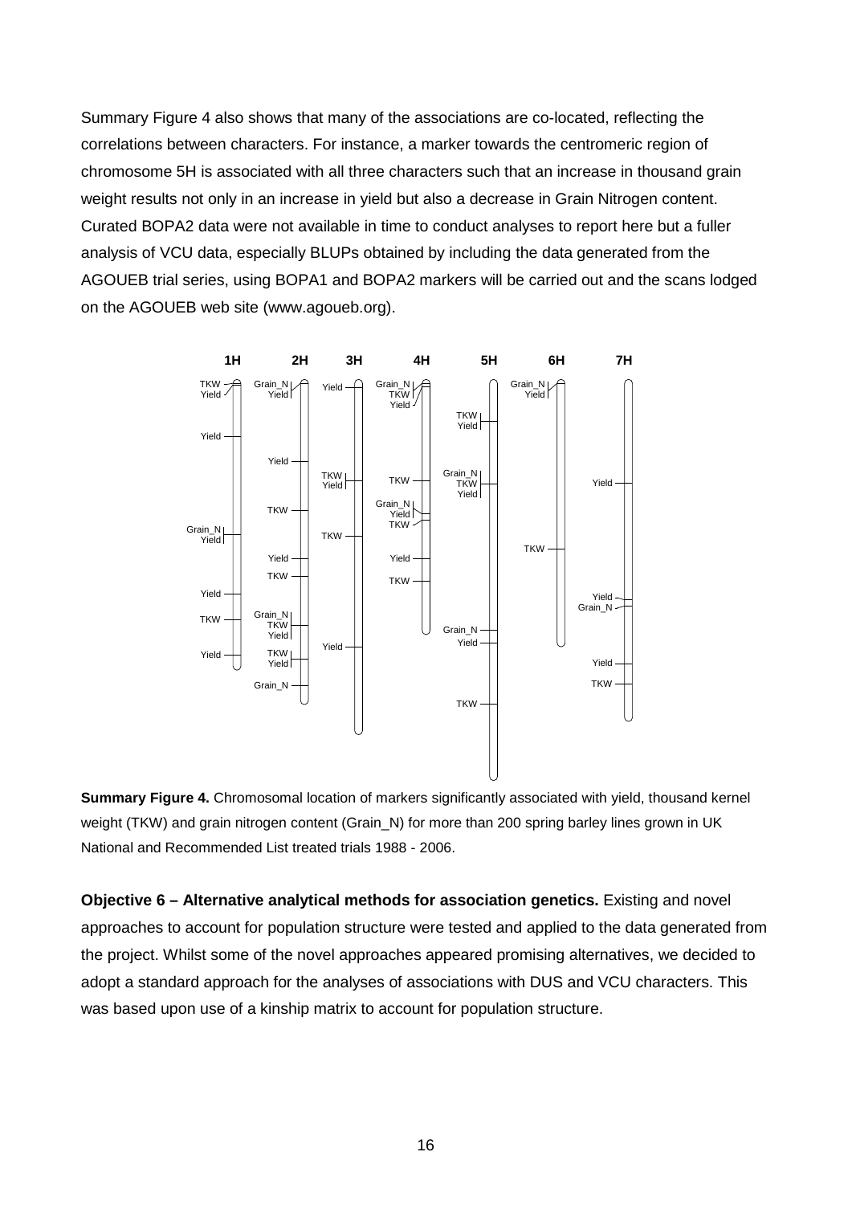Summary Figure 4 also shows that many of the associations are co-located, reflecting the correlations between characters. For instance, a marker towards the centromeric region of chromosome 5H is associated with all three characters such that an increase in thousand grain weight results not only in an increase in yield but also a decrease in Grain Nitrogen content. Curated BOPA2 data were not available in time to conduct analyses to report here but a fuller analysis of VCU data, especially BLUPs obtained by including the data generated from the AGOUEB trial series, using BOPA1 and BOPA2 markers will be carried out and the scans lodged on the AGOUEB web site (www.agoueb.org).

**Summary Figure 4.** Chromosomal location of markers significantly associated with yield, thousand kernel weight (TKW) and grain nitrogen content (Grain_N) for more than 200 spring barley lines grown in UK National and Recommended List treated trials 1988 - 2006.

**Objective 6 – Alternative analytical methods for association genetics.** Existing and novel approaches to account for population structure were tested and applied to the data generated from the project. Whilst some of the novel approaches appeared promising alternatives, we decided to adopt a standard approach for the analyses of associations with DUS and VCU characters. This was based upon use of a kinship matrix to account for population structure.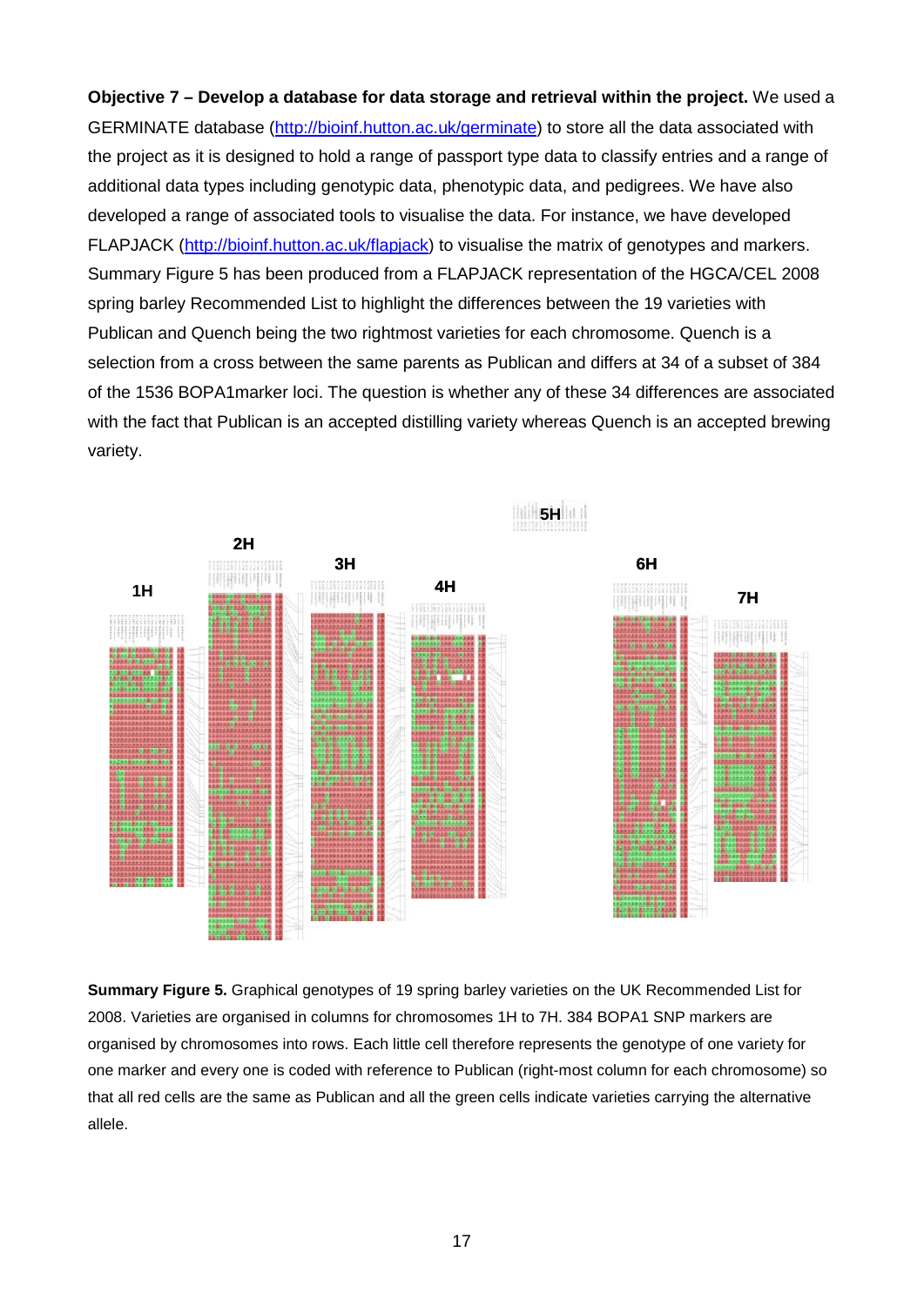**Objective 7 – Develop a database for data storage and retrieval within the project.** We used a GERMINATE database (http://bioinf.hutton.ac.uk/germinate) to store all the data associated with the project as it is designed to hold a range of passport type data to classify entries and a range of additional data types including genotypic data, phenotypic data, and pedigrees. We have also developed a range of associated tools to visualise the data. For instance, we have developed FLAPJACK (http://bioinf.hutton.ac.uk/flapjack) to visualise the matrix of genotypes and markers. Summary Figure 5 has been produced from a FLAPJACK representation of the HGCA/CEL 2008 spring barley Recommended List to highlight the differences between the 19 varieties with Publican and Quench being the two rightmost varieties for each chromosome. Quench is a selection from a cross between the same parents as Publican and differs at 34 of a subset of 384 of the 1536 BOPA1marker loci. The question is whether any of these 34 differences are associated with the fact that Publican is an accepted distilling variety whereas Quench is an accepted brewing variety.

**Summary Figure 5.** Graphical genotypes of 19 spring barley varieties on the UK Recommended List for 2008. Varieties are organised in columns for chromosomes 1H to 7H. 384 BOPA1 SNP markers are organised by chromosomes into rows. Each little cell therefore represents the genotype of one variety for one marker and every one is coded with reference to Publican (right-most column for each chromosome) so that all red cells are the same as Publican and all the green cells indicate varieties carrying the alternative allele.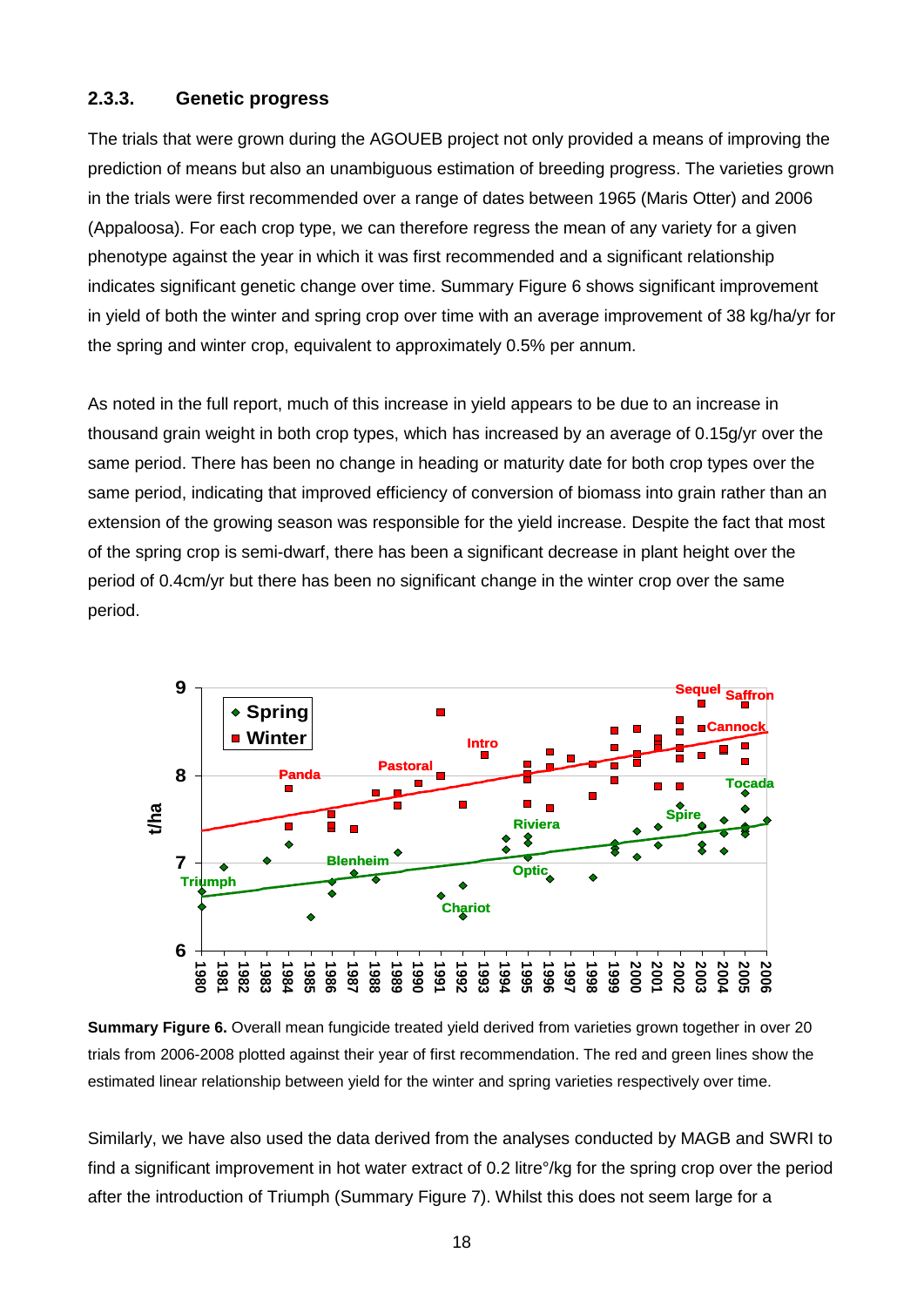### 2.3.3. Genetic progress

The trials that were grown during the AGOUEB project not only provided a means of improving the prediction of means but also an unambiguous estimation of breeding progress. The varieties grown in the trials were first recommended over a range of dates between 1965 (Maris Otter) and 2006 (Appaloosa). For each crop type, we can therefore regress the mean of any variety for a given phenotype against the year in which it was first recommended and a significant relationship indicates significant genetic change over time. Summary Figure 6 shows significant improvement in yield of both the winter and spring crop over time with an average improvement of 38 kg/ha/yr for the spring and winter crop, equivalent to approximately 0.5% per annum.

As noted in the full report, much of this increase in yield appears to be due to an increase in thousand grain weight in both crop types, which has increased by an average of 0.15g/yr over the same period. There has been no change in heading or maturity date for both crop types over the same period, indicating that improved efficiency of conversion of biomass into grain rather than an extension of the growing season was responsible for the yield increase. Despite the fact that most of the spring crop is semi-dwarf, there has been a significant decrease in plant height over the period of 0.4cm/yr but there has been no significant change in the winter crop over the same period.

**Summary Figure 6.** Overall mean fungicide treated yield derived from varieties grown together in over 20 trials from 2006-2008 plotted against their year of first recommendation. The red and green lines show the estimated linear relationship between yield for the winter and spring varieties respectively over time.

Similarly, we have also used the data derived from the analyses conducted by MAGB and SWRI to find a significant improvement in hot water extract of 0.2 litre°/kg for the spring crop over the period after the introduction of Triumph (Summary Figure 7). Whilst this does not seem large for a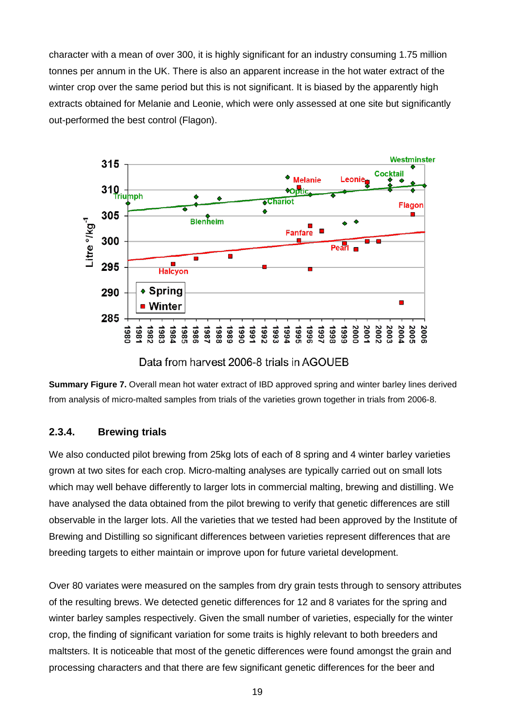character with a mean of over 300, it is highly significant for an industry consuming 1.75 million tonnes per annum in the UK. There is also an apparent increase in the hot water extract of the winter crop over the same period but this is not significant. It is biased by the apparently high extracts obtained for Melanie and Leonie, which were only assessed at one site but significantly out-performed the best control (Flagon).

**Summary Figure 7.** Overall mean hot water extract of IBD approved spring and winter barley lines derived from analysis of micro-malted samples from trials of the varieties grown together in trials from 2006-8.

### 2.3.4. Brewing trials

We also conducted pilot brewing from 25kg lots of each of 8 spring and 4 winter barley varieties grown at two sites for each crop. Micro-malting analyses are typically carried out on small lots which may well behave differently to larger lots in commercial malting, brewing and distilling. We have analysed the data obtained from the pilot brewing to verify that genetic differences are still observable in the larger lots. All the varieties that we tested had been approved by the Institute of Brewing and Distilling so significant differences between varieties represent differences that are breeding targets to either maintain or improve upon for future varietal development.

Over 80 variates were measured on the samples from dry grain tests through to sensory attributes of the resulting brews. We detected genetic differences for 12 and 8 variates for the spring and winter barley samples respectively. Given the small number of varieties, especially for the winter crop, the finding of significant variation for some traits is highly relevant to both breeders and maltsters. It is noticeable that most of the genetic differences were found amongst the grain and processing characters and that there are few significant genetic differences for the beer and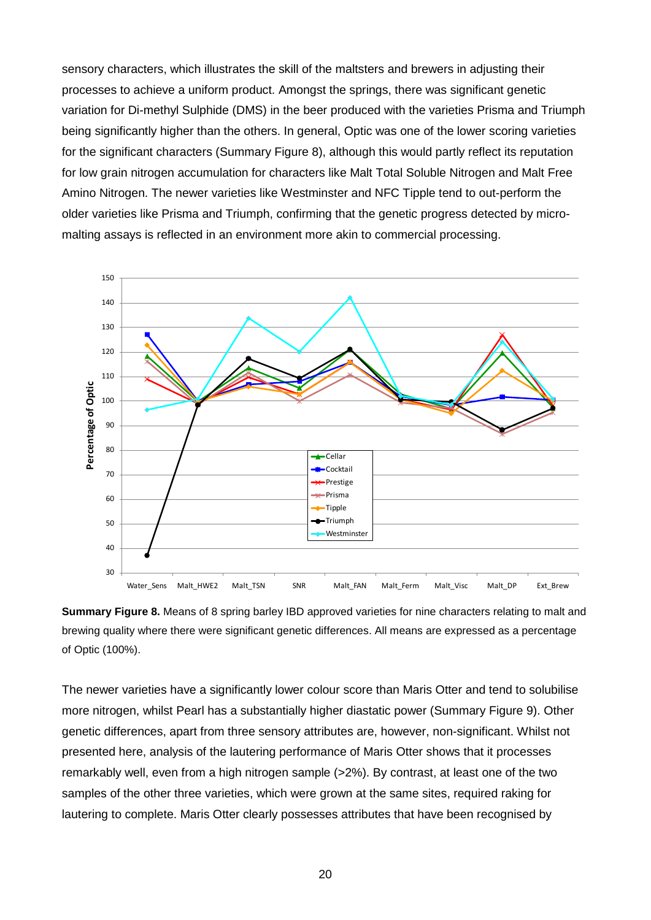sensory characters, which illustrates the skill of the maltsters and brewers in adjusting their processes to achieve a uniform product. Amongst the springs, there was significant genetic variation for Di-methyl Sulphide (DMS) in the beer produced with the varieties Prisma and Triumph being significantly higher than the others. In general, Optic was one of the lower scoring varieties for the significant characters (Summary Figure 8), although this would partly reflect its reputation for low grain nitrogen accumulation for characters like Malt Total Soluble Nitrogen and Malt Free Amino Nitrogen. The newer varieties like Westminster and NFC Tipple tend to out-perform the older varieties like Prisma and Triumph, confirming that the genetic progress detected by micro-malting assays is reflected in an environment more akin to commercial processing.

**Summary Figure 8.** Means of 8 spring barley IBD approved varieties for nine characters relating to malt and brewing quality where there were significant genetic differences. All means are expressed as a percentage of Optic (100%).

The newer varieties have a significantly lower colour score than Maris Otter and tend to solubilise more nitrogen, whilst Pearl has a substantially higher diastatic power (Summary Figure 9). Other genetic differences, apart from three sensory attributes are, however, non-significant. Whilst not presented here, analysis of the lautering performance of Maris Otter shows that it processes remarkably well, even from a high nitrogen sample (>2%). By contrast, at least one of the two samples of the other three varieties, which were grown at the same sites, required raking for lautering to complete. Maris Otter clearly possesses attributes that have been recognised by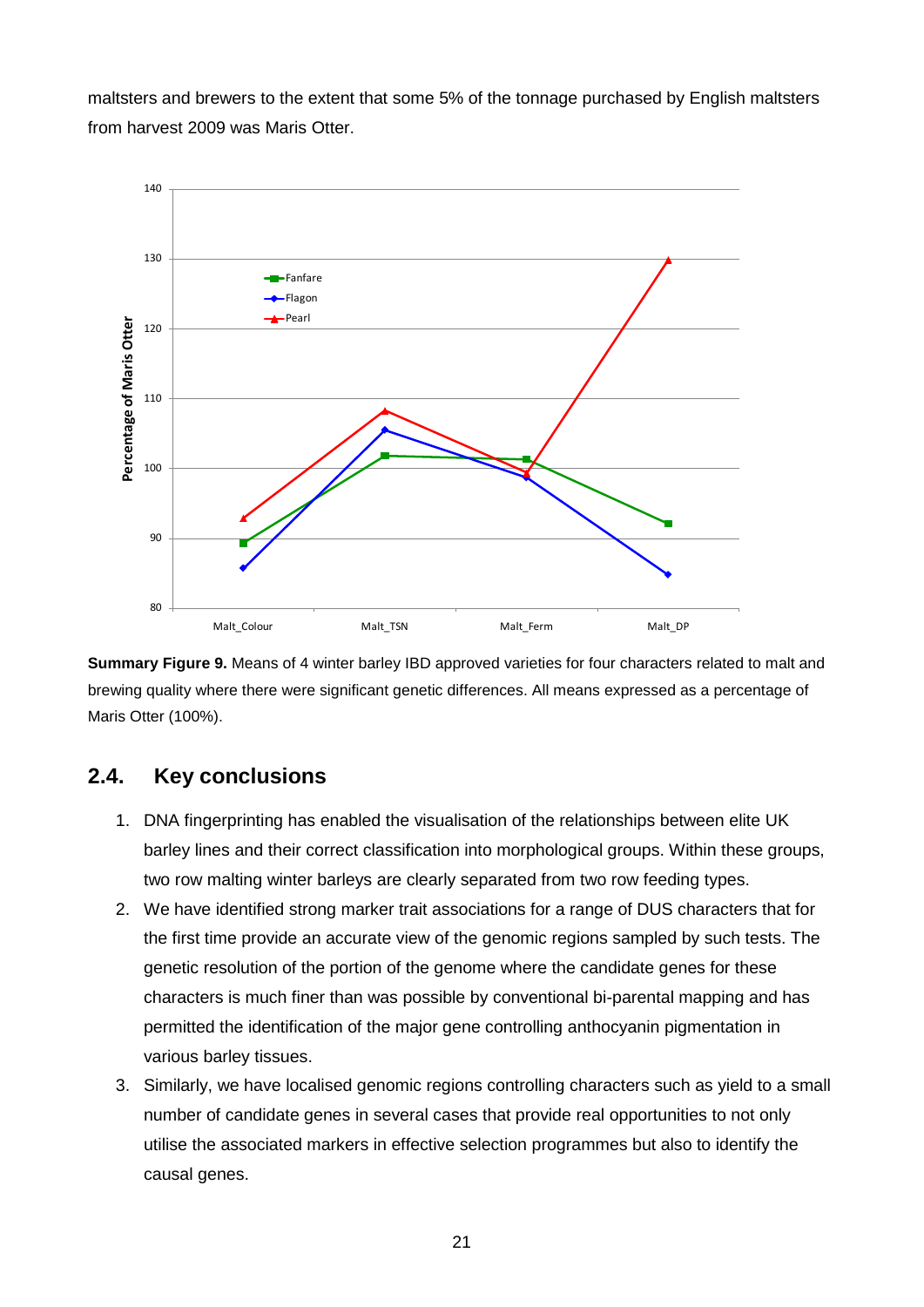maltsters and brewers to the extent that some 5% of the tonnage purchased by English maltsters from harvest 2009 was Maris Otter.

**Summary Figure 9.** Means of 4 winter barley IBD approved varieties for four characters related to malt and brewing quality where there were significant genetic differences. All means expressed as a percentage of Maris Otter (100%).

## 2.4. Key conclusions

1. DNA fingerprinting has enabled the visualisation of the relationships between elite UK barley lines and their correct classification into morphological groups. Within these groups, two row malting winter barleys are clearly separated from two row feeding types.
2. We have identified strong marker trait associations for a range of DUS characters that for the first time provide an accurate view of the genomic regions sampled by such tests. The genetic resolution of the portion of the genome where the candidate genes for these characters is much finer than was possible by conventional bi-parental mapping and has permitted the identification of the major gene controlling anthocyanin pigmentation in various barley tissues.
3. Similarly, we have localised genomic regions controlling characters such as yield to a small number of candidate genes in several cases that provide real opportunities to not only utilise the associated markers in effective selection programmes but also to identify the causal genes.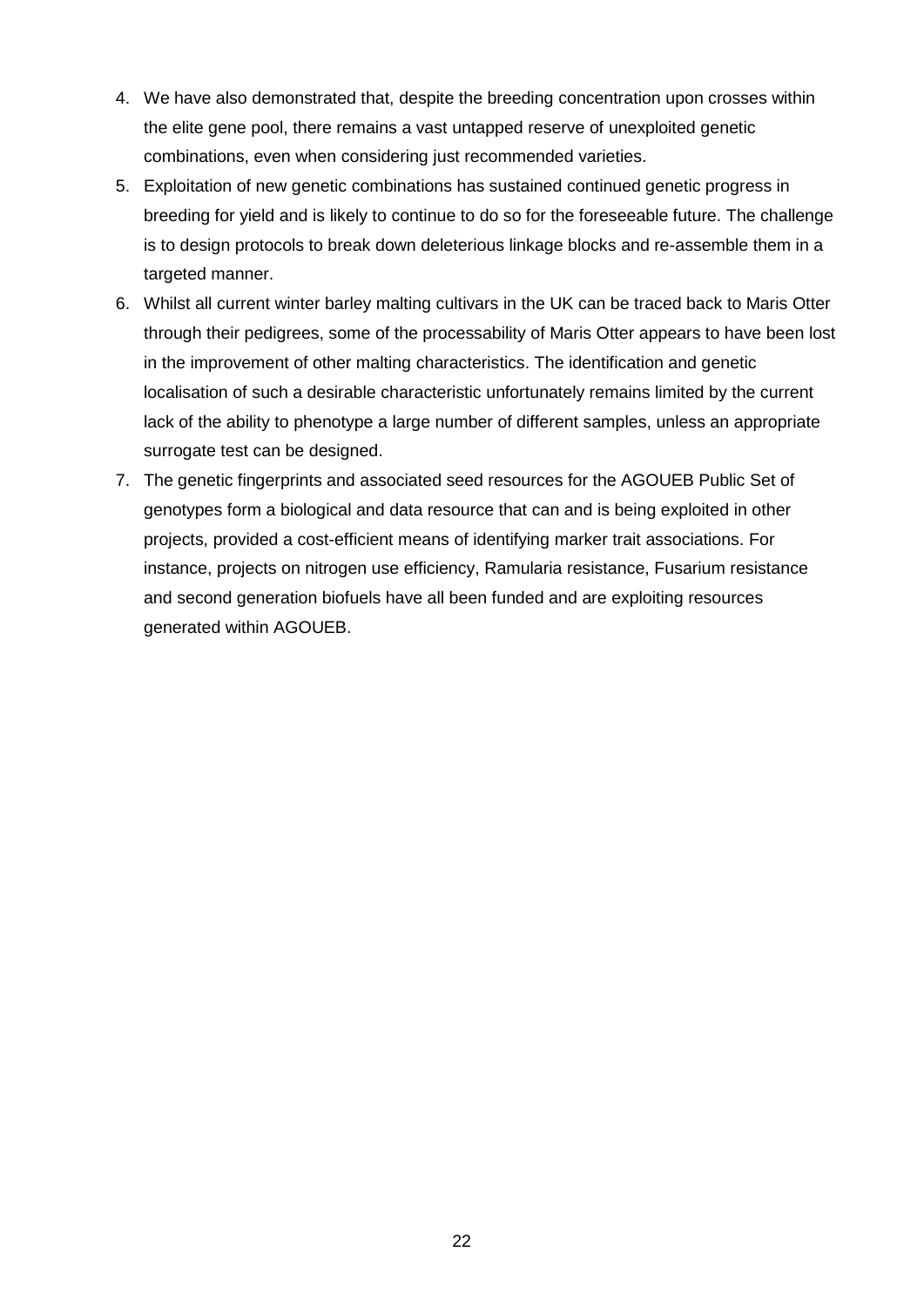4. We have also demonstrated that, despite the breeding concentration upon crosses within the elite gene pool, there remains a vast untapped reserve of unexploited genetic combinations, even when considering just recommended varieties.
5. Exploitation of new genetic combinations has sustained continued genetic progress in breeding for yield and is likely to continue to do so for the foreseeable future. The challenge is to design protocols to break down deleterious linkage blocks and re-assemble them in a targeted manner.
6. Whilst all current winter barley malting cultivars in the UK can be traced back to Maris Otter through their pedigrees, some of the processability of Maris Otter appears to have been lost in the improvement of other malting characteristics. The identification and genetic localisation of such a desirable characteristic unfortunately remains limited by the current lack of the ability to phenotype a large number of different samples, unless an appropriate surrogate test can be designed.
7. The genetic fingerprints and associated seed resources for the AGOUEB Public Set of genotypes form a biological and data resource that can and is being exploited in other projects, provided a cost-efficient means of identifying marker trait associations. For instance, projects on nitrogen use efficiency, Ramularia resistance, Fusarium resistance and second generation biofuels have all been funded and are exploiting resources generated within AGOUEB.